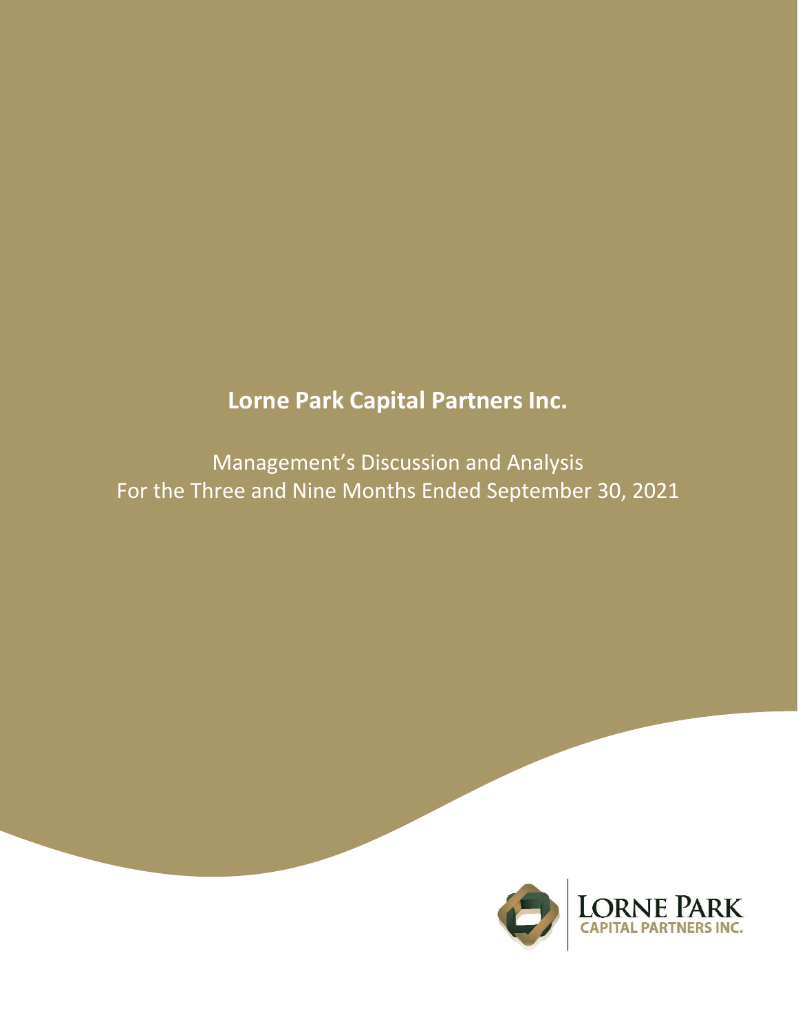# Lorne Park Capital Partners Inc.

Management's Discussion and Analysis
For the Three and Nine Months Ended September 30, 2021

LORNE PARK
CAPITAL PARTNERS INC.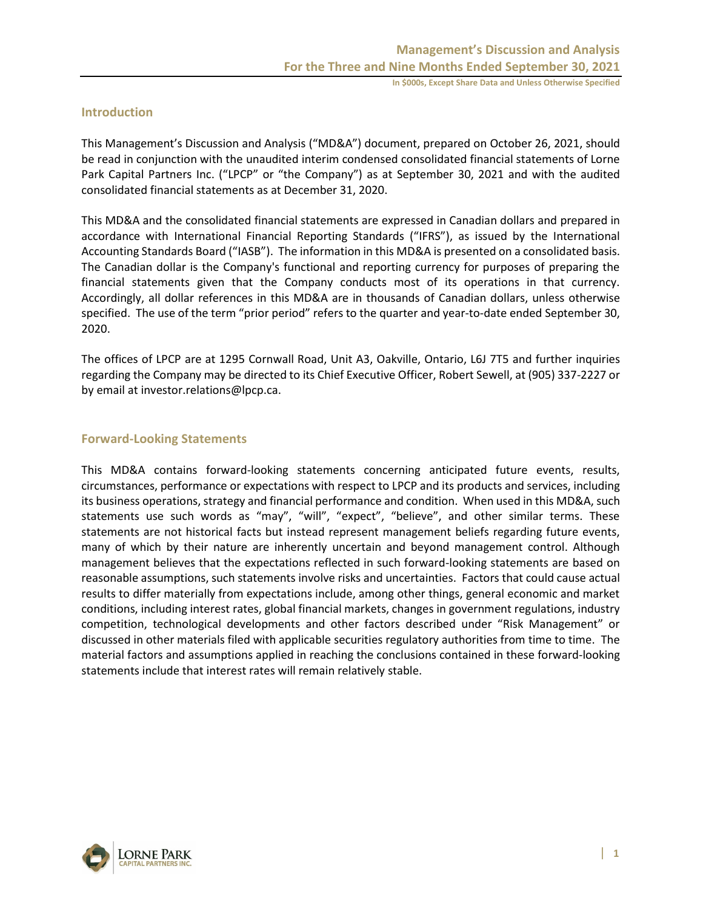## Introduction

This Management's Discussion and Analysis ("MD&A") document, prepared on October 26, 2021, should be read in conjunction with the unaudited interim condensed consolidated financial statements of Lorne Park Capital Partners Inc. ("LPCP" or "the Company") as at September 30, 2021 and with the audited consolidated financial statements as at December 31, 2020.

This MD&A and the consolidated financial statements are expressed in Canadian dollars and prepared in accordance with International Financial Reporting Standards ("IFRS"), as issued by the International Accounting Standards Board ("IASB"). The information in this MD&A is presented on a consolidated basis. The Canadian dollar is the Company's functional and reporting currency for purposes of preparing the financial statements given that the Company conducts most of its operations in that currency. Accordingly, all dollar references in this MD&A are in thousands of Canadian dollars, unless otherwise specified. The use of the term "prior period" refers to the quarter and year-to-date ended September 30, 2020.

The offices of LPCP are at 1295 Cornwall Road, Unit A3, Oakville, Ontario, L6J 7T5 and further inquiries regarding the Company may be directed to its Chief Executive Officer, Robert Sewell, at (905) 337-2227 or by email at investor.relations@lpcp.ca.

## Forward-Looking Statements

This MD&A contains forward-looking statements concerning anticipated future events, results, circumstances, performance or expectations with respect to LPCP and its products and services, including its business operations, strategy and financial performance and condition. When used in this MD&A, such statements use such words as "may", "will", "expect", "believe", and other similar terms. These statements are not historical facts but instead represent management beliefs regarding future events, many of which by their nature are inherently uncertain and beyond management control. Although management believes that the expectations reflected in such forward-looking statements are based on reasonable assumptions, such statements involve risks and uncertainties. Factors that could cause actual results to differ materially from expectations include, among other things, general economic and market conditions, including interest rates, global financial markets, changes in government regulations, industry competition, technological developments and other factors described under "Risk Management" or discussed in other materials filed with applicable securities regulatory authorities from time to time. The material factors and assumptions applied in reaching the conclusions contained in these forward-looking statements include that interest rates will remain relatively stable.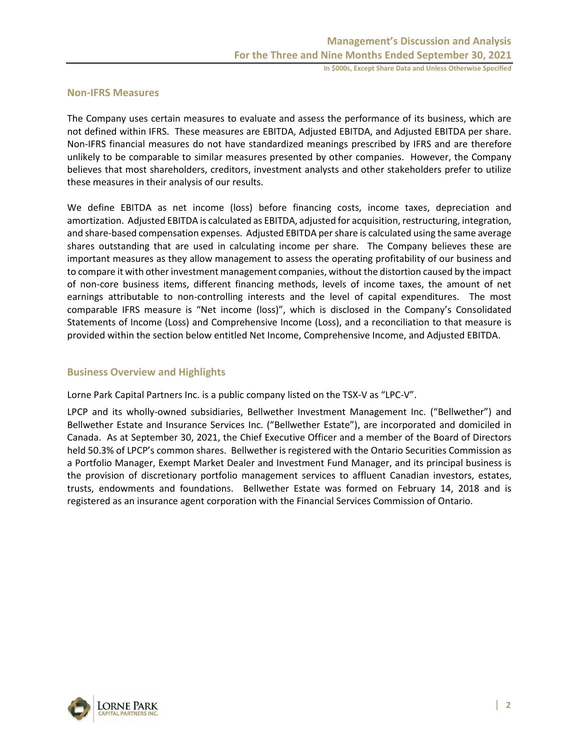## Non-IFRS Measures

The Company uses certain measures to evaluate and assess the performance of its business, which are not defined within IFRS. These measures are EBITDA, Adjusted EBITDA, and Adjusted EBITDA per share. Non-IFRS financial measures do not have standardized meanings prescribed by IFRS and are therefore unlikely to be comparable to similar measures presented by other companies. However, the Company believes that most shareholders, creditors, investment analysts and other stakeholders prefer to utilize these measures in their analysis of our results.

We define EBITDA as net income (loss) before financing costs, income taxes, depreciation and amortization. Adjusted EBITDA is calculated as EBITDA, adjusted for acquisition, restructuring, integration, and share-based compensation expenses. Adjusted EBITDA per share is calculated using the same average shares outstanding that are used in calculating income per share. The Company believes these are important measures as they allow management to assess the operating profitability of our business and to compare it with other investment management companies, without the distortion caused by the impact of non-core business items, different financing methods, levels of income taxes, the amount of net earnings attributable to non-controlling interests and the level of capital expenditures. The most comparable IFRS measure is "Net income (loss)", which is disclosed in the Company's Consolidated Statements of Income (Loss) and Comprehensive Income (Loss), and a reconciliation to that measure is provided within the section below entitled Net Income, Comprehensive Income, and Adjusted EBITDA.

## Business Overview and Highlights

Lorne Park Capital Partners Inc. is a public company listed on the TSX-V as "LPC-V".

LPCP and its wholly-owned subsidiaries, Bellwether Investment Management Inc. ("Bellwether") and Bellwether Estate and Insurance Services Inc. ("Bellwether Estate"), are incorporated and domiciled in Canada. As at September 30, 2021, the Chief Executive Officer and a member of the Board of Directors held 50.3% of LPCP's common shares. Bellwether is registered with the Ontario Securities Commission as a Portfolio Manager, Exempt Market Dealer and Investment Fund Manager, and its principal business is the provision of discretionary portfolio management services to affluent Canadian investors, estates, trusts, endowments and foundations. Bellwether Estate was formed on February 14, 2018 and is registered as an insurance agent corporation with the Financial Services Commission of Ontario.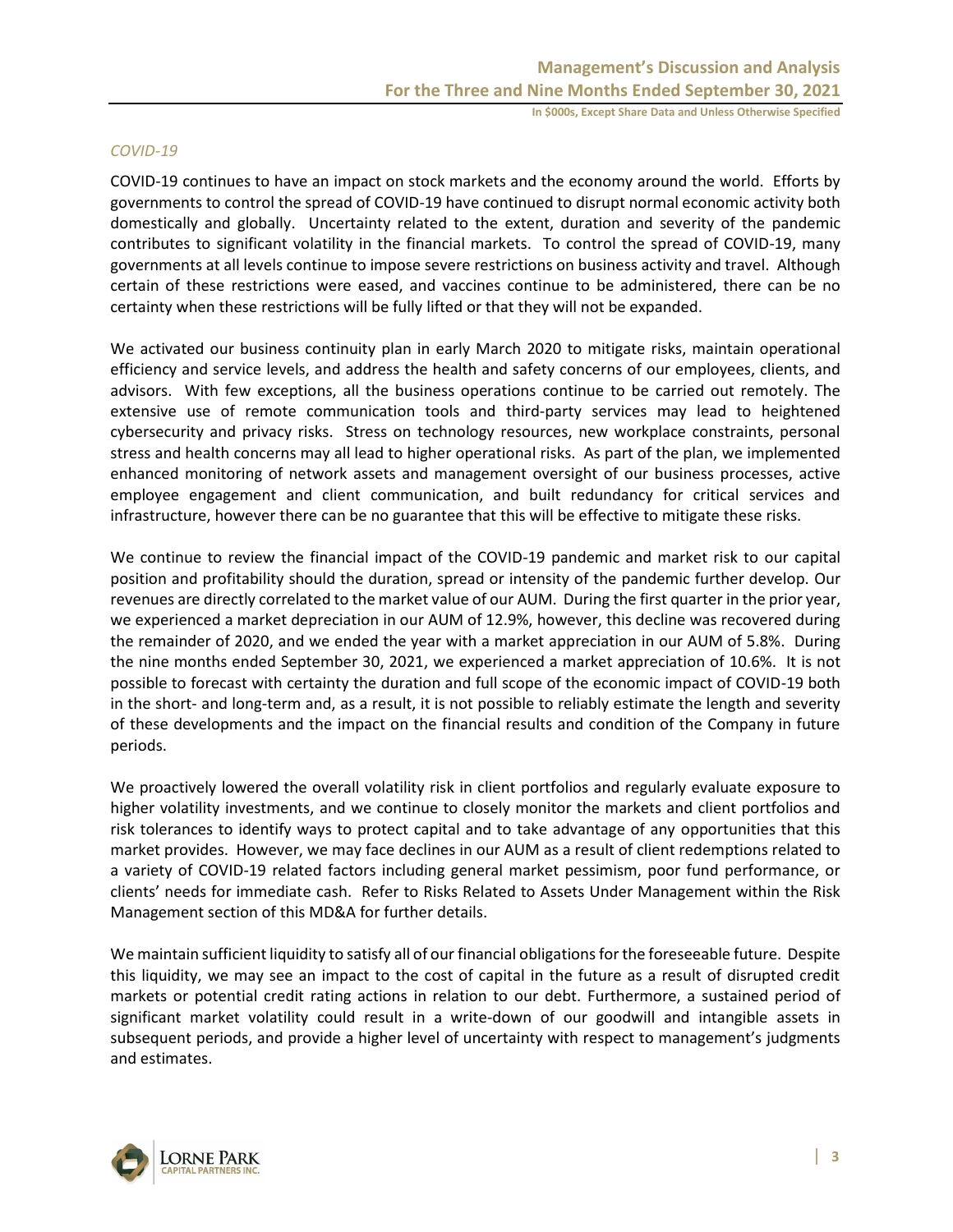*COVID-19*

COVID-19 continues to have an impact on stock markets and the economy around the world. Efforts by governments to control the spread of COVID-19 have continued to disrupt normal economic activity both domestically and globally. Uncertainty related to the extent, duration and severity of the pandemic contributes to significant volatility in the financial markets. To control the spread of COVID-19, many governments at all levels continue to impose severe restrictions on business activity and travel. Although certain of these restrictions were eased, and vaccines continue to be administered, there can be no certainty when these restrictions will be fully lifted or that they will not be expanded.

We activated our business continuity plan in early March 2020 to mitigate risks, maintain operational efficiency and service levels, and address the health and safety concerns of our employees, clients, and advisors. With few exceptions, all the business operations continue to be carried out remotely. The extensive use of remote communication tools and third-party services may lead to heightened cybersecurity and privacy risks. Stress on technology resources, new workplace constraints, personal stress and health concerns may all lead to higher operational risks. As part of the plan, we implemented enhanced monitoring of network assets and management oversight of our business processes, active employee engagement and client communication, and built redundancy for critical services and infrastructure, however there can be no guarantee that this will be effective to mitigate these risks.

We continue to review the financial impact of the COVID-19 pandemic and market risk to our capital position and profitability should the duration, spread or intensity of the pandemic further develop. Our revenues are directly correlated to the market value of our AUM. During the first quarter in the prior year, we experienced a market depreciation in our AUM of 12.9%, however, this decline was recovered during the remainder of 2020, and we ended the year with a market appreciation in our AUM of 5.8%. During the nine months ended September 30, 2021, we experienced a market appreciation of 10.6%. It is not possible to forecast with certainty the duration and full scope of the economic impact of COVID-19 both in the short- and long-term and, as a result, it is not possible to reliably estimate the length and severity of these developments and the impact on the financial results and condition of the Company in future periods.

We proactively lowered the overall volatility risk in client portfolios and regularly evaluate exposure to higher volatility investments, and we continue to closely monitor the markets and client portfolios and risk tolerances to identify ways to protect capital and to take advantage of any opportunities that this market provides. However, we may face declines in our AUM as a result of client redemptions related to a variety of COVID-19 related factors including general market pessimism, poor fund performance, or clients' needs for immediate cash. Refer to Risks Related to Assets Under Management within the Risk Management section of this MD&A for further details.

We maintain sufficient liquidity to satisfy all of our financial obligations for the foreseeable future. Despite this liquidity, we may see an impact to the cost of capital in the future as a result of disrupted credit markets or potential credit rating actions in relation to our debt. Furthermore, a sustained period of significant market volatility could result in a write-down of our goodwill and intangible assets in subsequent periods, and provide a higher level of uncertainty with respect to management's judgments and estimates.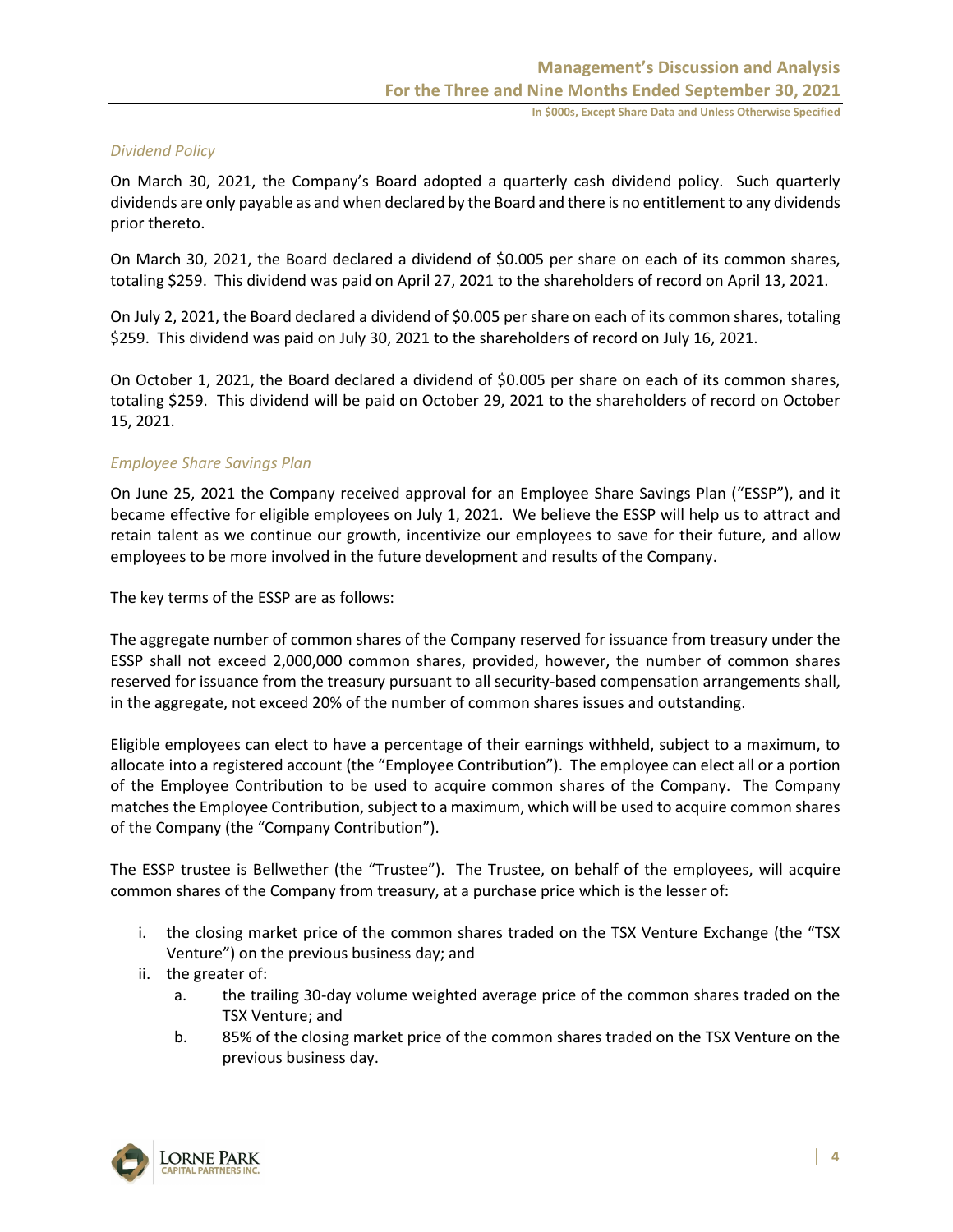*Dividend Policy*

On March 30, 2021, the Company's Board adopted a quarterly cash dividend policy. Such quarterly dividends are only payable as and when declared by the Board and there is no entitlement to any dividends prior thereto.

On March 30, 2021, the Board declared a dividend of $0.005 per share on each of its common shares, totaling $259. This dividend was paid on April 27, 2021 to the shareholders of record on April 13, 2021.

On July 2, 2021, the Board declared a dividend of $0.005 per share on each of its common shares, totaling $259. This dividend was paid on July 30, 2021 to the shareholders of record on July 16, 2021.

On October 1, 2021, the Board declared a dividend of $0.005 per share on each of its common shares, totaling $259. This dividend will be paid on October 29, 2021 to the shareholders of record on October 15, 2021.

*Employee Share Savings Plan*

On June 25, 2021 the Company received approval for an Employee Share Savings Plan ("ESSP"), and it became effective for eligible employees on July 1, 2021. We believe the ESSP will help us to attract and retain talent as we continue our growth, incentivize our employees to save for their future, and allow employees to be more involved in the future development and results of the Company.

The key terms of the ESSP are as follows:

The aggregate number of common shares of the Company reserved for issuance from treasury under the ESSP shall not exceed 2,000,000 common shares, provided, however, the number of common shares reserved for issuance from the treasury pursuant to all security-based compensation arrangements shall, in the aggregate, not exceed 20% of the number of common shares issues and outstanding.

Eligible employees can elect to have a percentage of their earnings withheld, subject to a maximum, to allocate into a registered account (the "Employee Contribution"). The employee can elect all or a portion of the Employee Contribution to be used to acquire common shares of the Company. The Company matches the Employee Contribution, subject to a maximum, which will be used to acquire common shares of the Company (the "Company Contribution").

The ESSP trustee is Bellwether (the "Trustee"). The Trustee, on behalf of the employees, will acquire common shares of the Company from treasury, at a purchase price which is the lesser of:

i. the closing market price of the common shares traded on the TSX Venture Exchange (the "TSX Venture") on the previous business day; and
ii. the greater of:
    a. the trailing 30-day volume weighted average price of the common shares traded on the TSX Venture; and
    b. 85% of the closing market price of the common shares traded on the TSX Venture on the previous business day.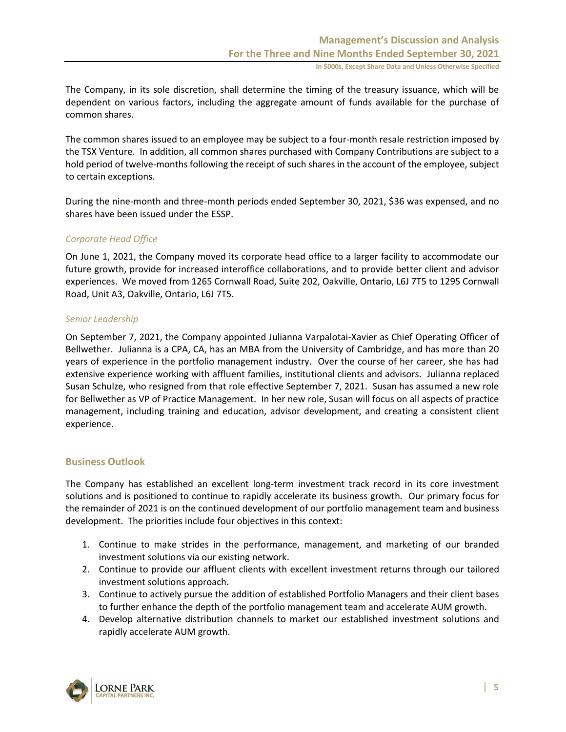The Company, in its sole discretion, shall determine the timing of the treasury issuance, which will be dependent on various factors, including the aggregate amount of funds available for the purchase of common shares.

The common shares issued to an employee may be subject to a four-month resale restriction imposed by the TSX Venture. In addition, all common shares purchased with Company Contributions are subject to a hold period of twelve-months following the receipt of such shares in the account of the employee, subject to certain exceptions.

During the nine-month and three-month periods ended September 30, 2021, $36 was expensed, and no shares have been issued under the ESSP.

*Corporate Head Office*

On June 1, 2021, the Company moved its corporate head office to a larger facility to accommodate our future growth, provide for increased interoffice collaborations, and to provide better client and advisor experiences. We moved from 1265 Cornwall Road, Suite 202, Oakville, Ontario, L6J 7T5 to 1295 Cornwall Road, Unit A3, Oakville, Ontario, L6J 7T5.

*Senior Leadership*

On September 7, 2021, the Company appointed Julianna Varpalotai-Xavier as Chief Operating Officer of Bellwether. Julianna is a CPA, CA, has an MBA from the University of Cambridge, and has more than 20 years of experience in the portfolio management industry. Over the course of her career, she has had extensive experience working with affluent families, institutional clients and advisors. Julianna replaced Susan Schulze, who resigned from that role effective September 7, 2021. Susan has assumed a new role for Bellwether as VP of Practice Management. In her new role, Susan will focus on all aspects of practice management, including training and education, advisor development, and creating a consistent client experience.

## Business Outlook

The Company has established an excellent long-term investment track record in its core investment solutions and is positioned to continue to rapidly accelerate its business growth. Our primary focus for the remainder of 2021 is on the continued development of our portfolio management team and business development. The priorities include four objectives in this context:

1. Continue to make strides in the performance, management, and marketing of our branded investment solutions via our existing network.
2. Continue to provide our affluent clients with excellent investment returns through our tailored investment solutions approach.
3. Continue to actively pursue the addition of established Portfolio Managers and their client bases to further enhance the depth of the portfolio management team and accelerate AUM growth.
4. Develop alternative distribution channels to market our established investment solutions and rapidly accelerate AUM growth.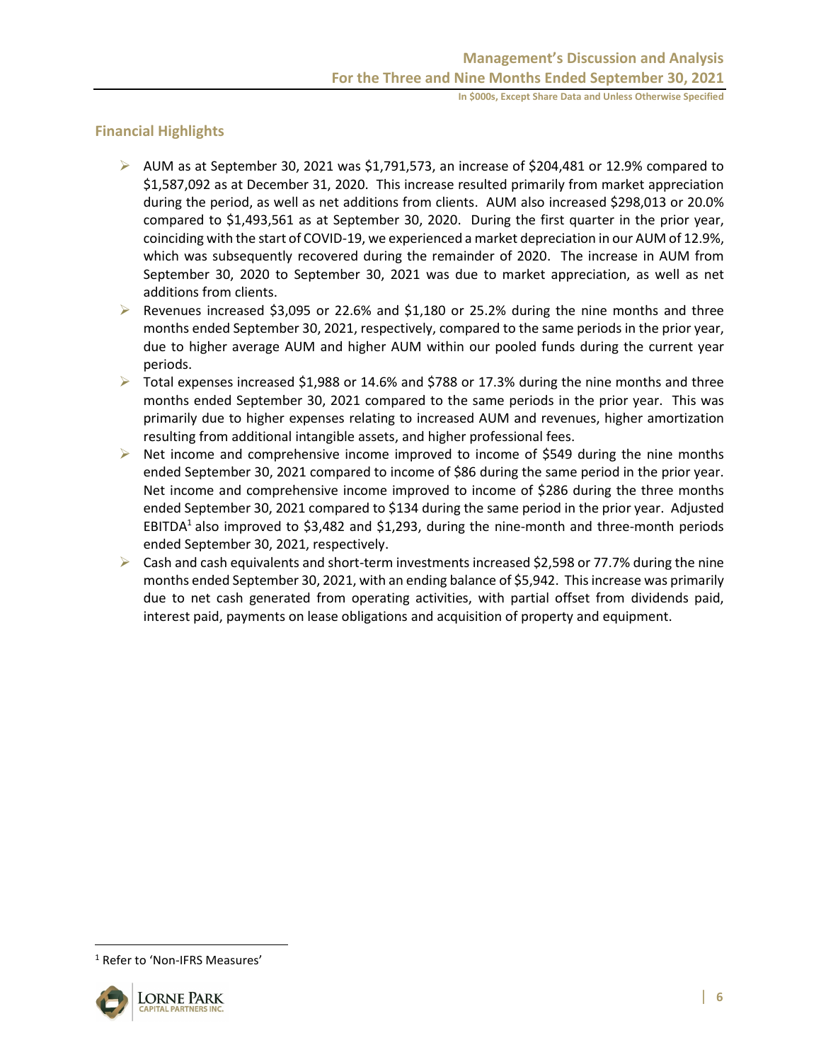## Financial Highlights

- AUM as at September 30, 2021 was $1,791,573, an increase of $204,481 or 12.9% compared to $1,587,092 as at December 31, 2020. This increase resulted primarily from market appreciation during the period, as well as net additions from clients. AUM also increased $298,013 or 20.0% compared to $1,493,561 as at September 30, 2020. During the first quarter in the prior year, coinciding with the start of COVID-19, we experienced a market depreciation in our AUM of 12.9%, which was subsequently recovered during the remainder of 2020. The increase in AUM from September 30, 2020 to September 30, 2021 was due to market appreciation, as well as net additions from clients.
- Revenues increased $3,095 or 22.6% and $1,180 or 25.2% during the nine months and three months ended September 30, 2021, respectively, compared to the same periods in the prior year, due to higher average AUM and higher AUM within our pooled funds during the current year periods.
- Total expenses increased $1,988 or 14.6% and $788 or 17.3% during the nine months and three months ended September 30, 2021 compared to the same periods in the prior year. This was primarily due to higher expenses relating to increased AUM and revenues, higher amortization resulting from additional intangible assets, and higher professional fees.
- Net income and comprehensive income improved to income of $549 during the nine months ended September 30, 2021 compared to income of $86 during the same period in the prior year. Net income and comprehensive income improved to income of $286 during the three months ended September 30, 2021 compared to $134 during the same period in the prior year. Adjusted EBITDA[1] also improved to $3,482 and $1,293, during the nine-month and three-month periods ended September 30, 2021, respectively.
- Cash and cash equivalents and short-term investments increased $2,598 or 77.7% during the nine months ended September 30, 2021, with an ending balance of $5,942. This increase was primarily due to net cash generated from operating activities, with partial offset from dividends paid, interest paid, payments on lease obligations and acquisition of property and equipment.

[1] Refer to 'Non-IFRS Measures'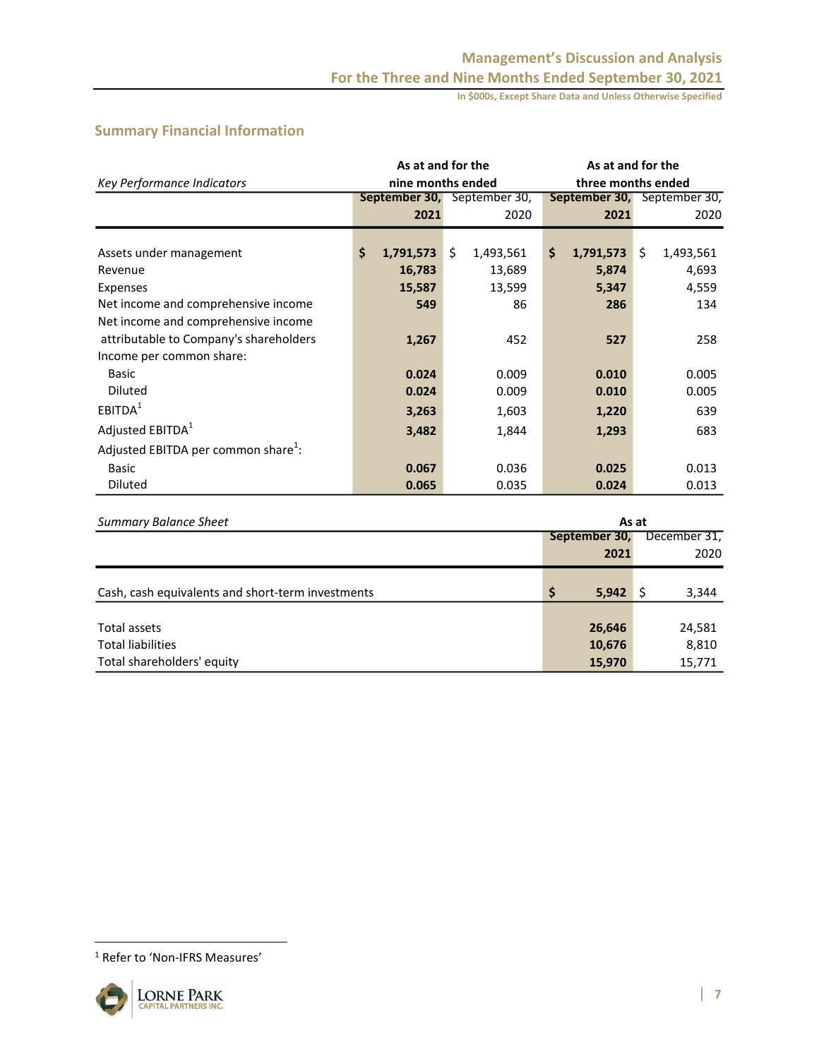## Summary Financial Information

| *Key Performance Indicators* | As at and for the nine months ended September 30, 2021 | As at and for the nine months ended September 30, 2020 | As at and for the three months ended September 30, 2021 | As at and for the three months ended September 30, 2020 |
|---|---|---|---|---|
| Assets under management | **$ 1,791,573** | $ 1,493,561 | **$ 1,791,573** | $ 1,493,561 |
| Revenue | **16,783** | 13,689 | **5,874** | 4,693 |
| Expenses | **15,587** | 13,599 | **5,347** | 4,559 |
| Net income and comprehensive income | **549** | 86 | **286** | 134 |
| Net income and comprehensive income attributable to Company's shareholders | **1,267** | 452 | **527** | 258 |
| Income per common share: | | | | |
| Basic | **0.024** | 0.009 | **0.010** | 0.005 |
| Diluted | **0.024** | 0.009 | **0.010** | 0.005 |
| EBITDA[1] | **3,263** | 1,603 | **1,220** | 639 |
| Adjusted EBITDA[1] | **3,482** | 1,844 | **1,293** | 683 |
| Adjusted EBITDA per common share[1]: | | | | |
| Basic | **0.067** | 0.036 | **0.025** | 0.013 |
| Diluted | **0.065** | 0.035 | **0.024** | 0.013 |

| *Summary Balance Sheet* | As at September 30, 2021 | As at December 31, 2020 |
|---|---|---|
| Cash, cash equivalents and short-term investments | **$ 5,942** | $ 3,344 |
| Total assets | **26,646** | 24,581 |
| Total liabilities | **10,676** | 8,810 |
| Total shareholders' equity | **15,970** | 15,771 |

[1] Refer to 'Non-IFRS Measures'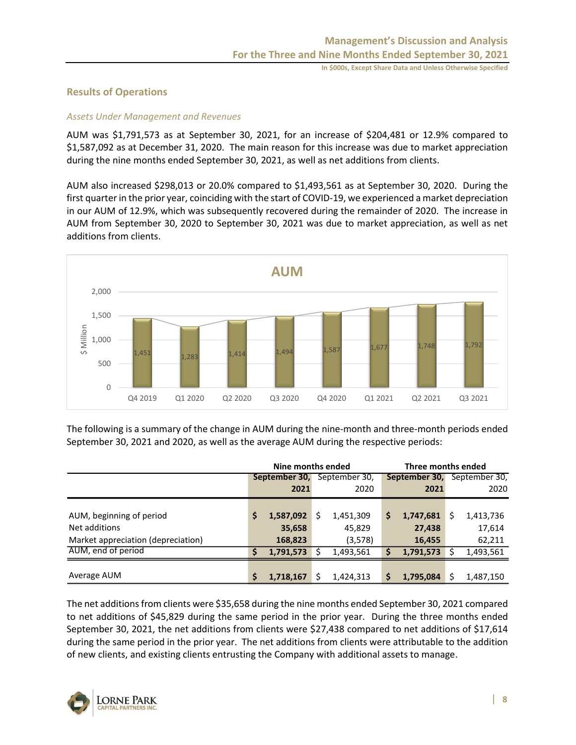## Results of Operations

### *Assets Under Management and Revenues*

AUM was $1,791,573 as at September 30, 2021, for an increase of $204,481 or 12.9% compared to $1,587,092 as at December 31, 2020. The main reason for this increase was due to market appreciation during the nine months ended September 30, 2021, as well as net additions from clients.

AUM also increased $298,013 or 20.0% compared to $1,493,561 as at September 30, 2020. During the first quarter in the prior year, coinciding with the start of COVID-19, we experienced a market depreciation in our AUM of 12.9%, which was subsequently recovered during the remainder of 2020. The increase in AUM from September 30, 2020 to September 30, 2021 was due to market appreciation, as well as net additions from clients.

**AUM**

| $ Million | Q4 2019 | Q1 2020 | Q2 2020 | Q3 2020 | Q4 2020 | Q1 2021 | Q2 2021 | Q3 2021 |
|---|---|---|---|---|---|---|---|---|
| AUM | 1,451 | 1,283 | 1,414 | 1,494 | 1,587 | 1,677 | 1,748 | 1,792 |

The following is a summary of the change in AUM during the nine-month and three-month periods ended September 30, 2021 and 2020, as well as the average AUM during the respective periods:

| | Nine months ended | | Three months ended | |
|---|---|---|---|---|
| | **September 30, 2021** | September 30, 2020 | **September 30, 2021** | September 30, 2020 |
| AUM, beginning of period | **$ 1,587,092** | $ 1,451,309 | **$ 1,747,681** | $ 1,413,736 |
| Net additions | **35,658** | 45,829 | **27,438** | 17,614 |
| Market appreciation (depreciation) | **168,823** | (3,578) | **16,455** | 62,211 |
| AUM, end of period | **$ 1,791,573** | $ 1,493,561 | **$ 1,791,573** | $ 1,493,561 |
| Average AUM | **$ 1,718,167** | $ 1,424,313 | **$ 1,795,084** | $ 1,487,150 |

The net additions from clients were $35,658 during the nine months ended September 30, 2021 compared to net additions of $45,829 during the same period in the prior year. During the three months ended September 30, 2021, the net additions from clients were $27,438 compared to net additions of $17,614 during the same period in the prior year. The net additions from clients were attributable to the addition of new clients, and existing clients entrusting the Company with additional assets to manage.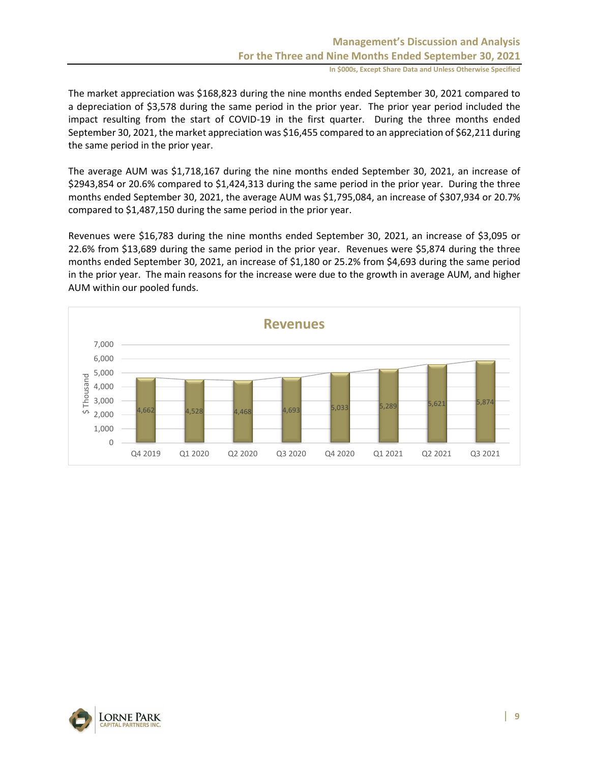The market appreciation was $168,823 during the nine months ended September 30, 2021 compared to a depreciation of $3,578 during the same period in the prior year. The prior year period included the impact resulting from the start of COVID-19 in the first quarter. During the three months ended September 30, 2021, the market appreciation was $16,455 compared to an appreciation of $62,211 during the same period in the prior year.

The average AUM was $1,718,167 during the nine months ended September 30, 2021, an increase of $2943,854 or 20.6% compared to $1,424,313 during the same period in the prior year. During the three months ended September 30, 2021, the average AUM was $1,795,084, an increase of $307,934 or 20.7% compared to $1,487,150 during the same period in the prior year.

Revenues were $16,783 during the nine months ended September 30, 2021, an increase of $3,095 or 22.6% from $13,689 during the same period in the prior year. Revenues were $5,874 during the three months ended September 30, 2021, an increase of $1,180 or 25.2% from $4,693 during the same period in the prior year. The main reasons for the increase were due to the growth in average AUM, and higher AUM within our pooled funds.

**Revenues**

| Quarter | $ Thousand |
|---|---|
| Q4 2019 | 4,662 |
| Q1 2020 | 4,528 |
| Q2 2020 | 4,468 |
| Q3 2020 | 4,693 |
| Q4 2020 | 5,033 |
| Q1 2021 | 5,289 |
| Q2 2021 | 5,621 |
| Q3 2021 | 5,874 |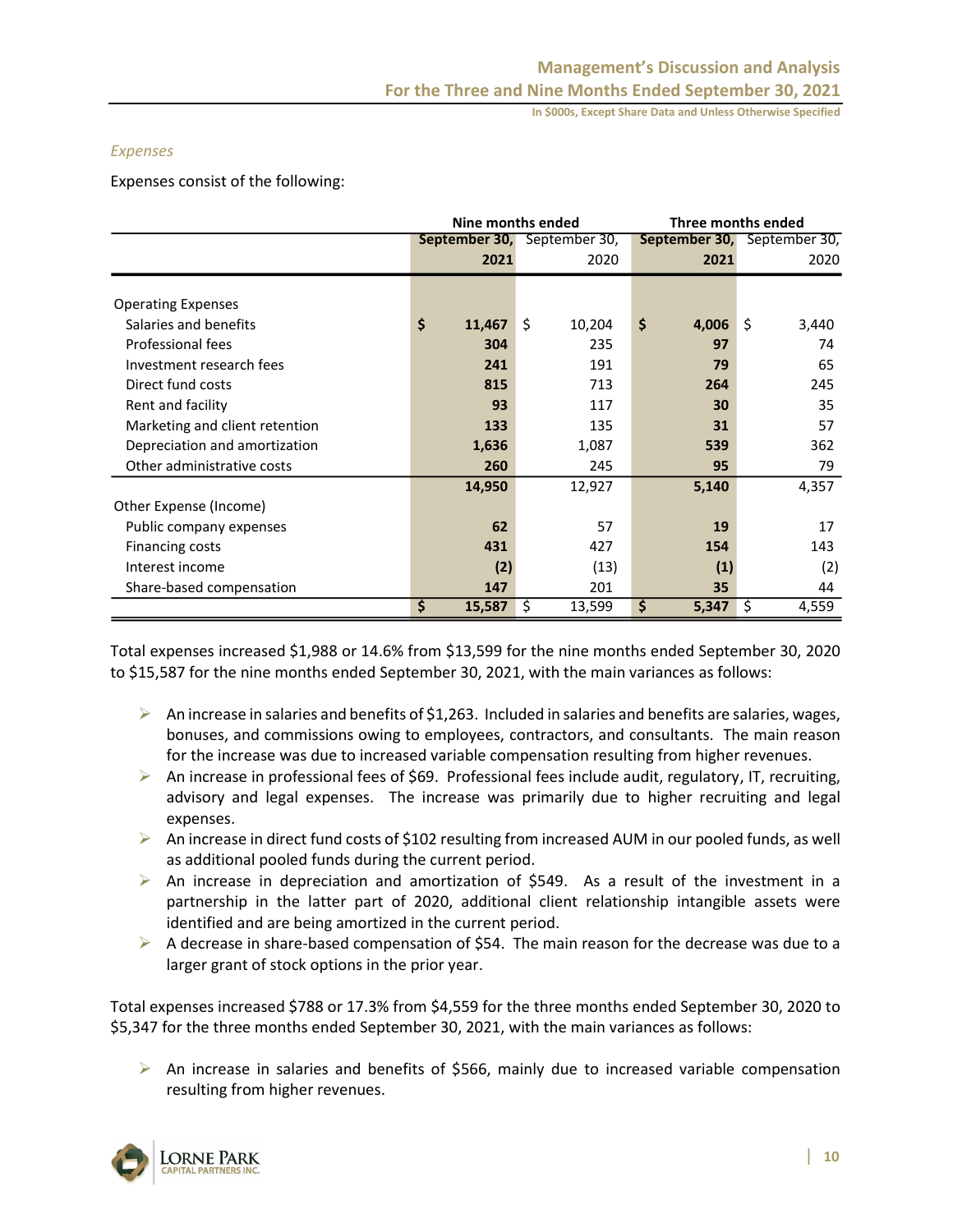*Expenses*

Expenses consist of the following:

| | Nine months ended | | Three months ended | |
|---|---|---|---|---|
| | **September 30, 2021** | September 30, 2020 | **September 30, 2021** | September 30, 2020 |
| Operating Expenses | | | | |
| Salaries and benefits | **$ 11,467** | $ 10,204 | **$ 4,006** | $ 3,440 |
| Professional fees | **304** | 235 | **97** | 74 |
| Investment research fees | **241** | 191 | **79** | 65 |
| Direct fund costs | **815** | 713 | **264** | 245 |
| Rent and facility | **93** | 117 | **30** | 35 |
| Marketing and client retention | **133** | 135 | **31** | 57 |
| Depreciation and amortization | **1,636** | 1,087 | **539** | 362 |
| Other administrative costs | **260** | 245 | **95** | 79 |
| | **14,950** | 12,927 | **5,140** | 4,357 |
| Other Expense (Income) | | | | |
| Public company expenses | **62** | 57 | **19** | 17 |
| Financing costs | **431** | 427 | **154** | 143 |
| Interest income | **(2)** | (13) | **(1)** | (2) |
| Share-based compensation | **147** | 201 | **35** | 44 |
| | **$ 15,587** | $ 13,599 | **$ 5,347** | $ 4,559 |

Total expenses increased $1,988 or 14.6% from $13,599 for the nine months ended September 30, 2020 to $15,587 for the nine months ended September 30, 2021, with the main variances as follows:

- An increase in salaries and benefits of $1,263. Included in salaries and benefits are salaries, wages, bonuses, and commissions owing to employees, contractors, and consultants. The main reason for the increase was due to increased variable compensation resulting from higher revenues.
- An increase in professional fees of $69. Professional fees include audit, regulatory, IT, recruiting, advisory and legal expenses. The increase was primarily due to higher recruiting and legal expenses.
- An increase in direct fund costs of $102 resulting from increased AUM in our pooled funds, as well as additional pooled funds during the current period.
- An increase in depreciation and amortization of $549. As a result of the investment in a partnership in the latter part of 2020, additional client relationship intangible assets were identified and are being amortized in the current period.
- A decrease in share-based compensation of $54. The main reason for the decrease was due to a larger grant of stock options in the prior year.

Total expenses increased $788 or 17.3% from $4,559 for the three months ended September 30, 2020 to $5,347 for the three months ended September 30, 2021, with the main variances as follows:

- An increase in salaries and benefits of $566, mainly due to increased variable compensation resulting from higher revenues.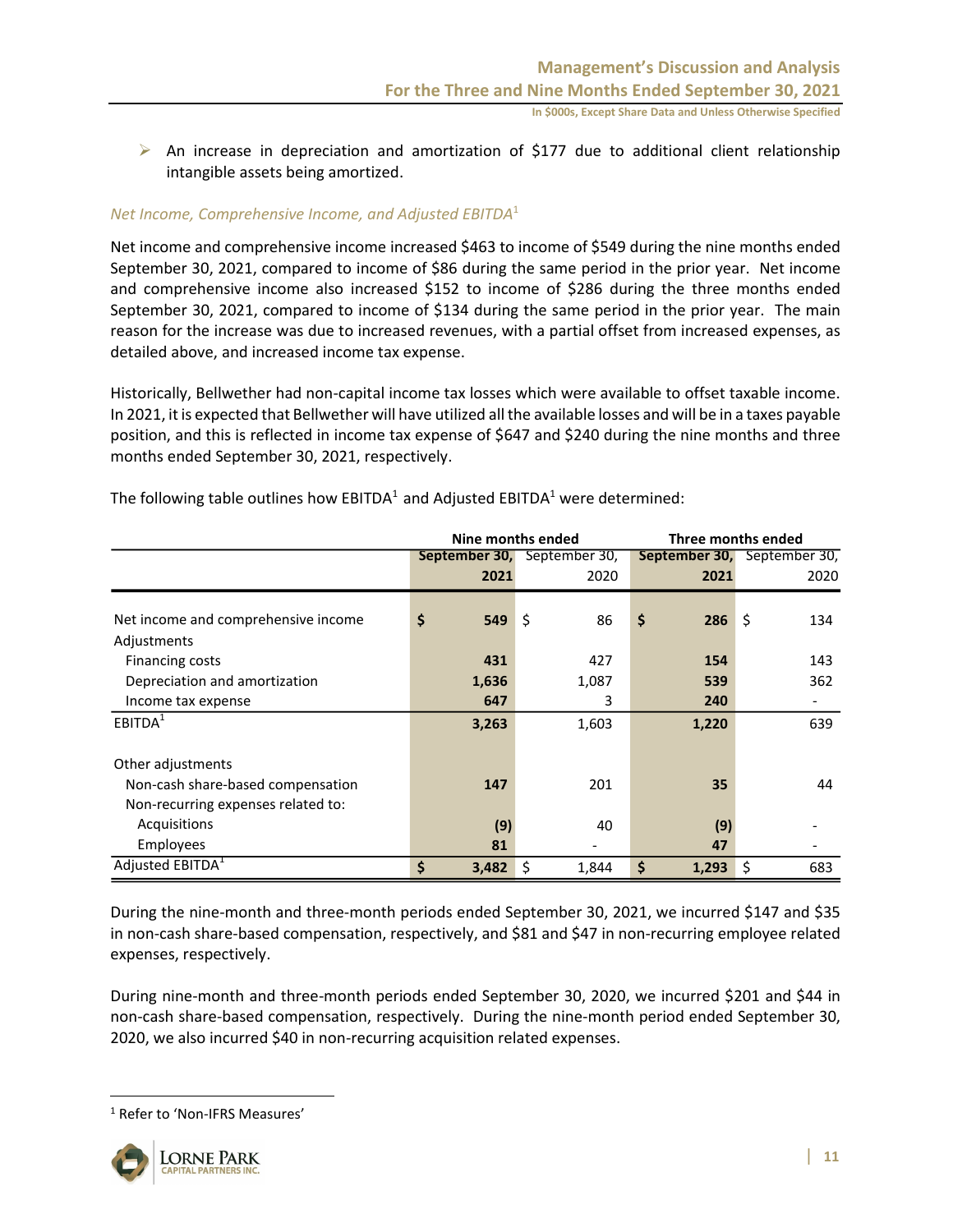- An increase in depreciation and amortization of $177 due to additional client relationship intangible assets being amortized.

### *Net Income, Comprehensive Income, and Adjusted EBITDA*[1]

Net income and comprehensive income increased $463 to income of $549 during the nine months ended September 30, 2021, compared to income of $86 during the same period in the prior year. Net income and comprehensive income also increased $152 to income of $286 during the three months ended September 30, 2021, compared to income of $134 during the same period in the prior year. The main reason for the increase was due to increased revenues, with a partial offset from increased expenses, as detailed above, and increased income tax expense.

Historically, Bellwether had non-capital income tax losses which were available to offset taxable income. In 2021, it is expected that Bellwether will have utilized all the available losses and will be in a taxes payable position, and this is reflected in income tax expense of $647 and $240 during the nine months and three months ended September 30, 2021, respectively.

The following table outlines how EBITDA[1] and Adjusted EBITDA[1] were determined:

| | Nine months ended | | Three months ended | |
|---|---|---|---|---|
| | **September 30, 2021** | September 30, 2020 | **September 30, 2021** | September 30, 2020 |
| Net income and comprehensive income | **$ 549** | $ 86 | **$ 286** | $ 134 |
| Adjustments | | | | |
| Financing costs | **431** | 427 | **154** | 143 |
| Depreciation and amortization | **1,636** | 1,087 | **539** | 362 |
| Income tax expense | **647** | 3 | **240** | - |
| EBITDA[1] | **3,263** | 1,603 | **1,220** | 639 |
| Other adjustments | | | | |
| Non-cash share-based compensation | **147** | 201 | **35** | 44 |
| Non-recurring expenses related to: | | | | |
| Acquisitions | **(9)** | 40 | **(9)** | - |
| Employees | **81** | - | **47** | - |
| Adjusted EBITDA[1] | **$ 3,482** | $ 1,844 | **$ 1,293** | $ 683 |

During the nine-month and three-month periods ended September 30, 2021, we incurred $147 and $35 in non-cash share-based compensation, respectively, and $81 and $47 in non-recurring employee related expenses, respectively.

During nine-month and three-month periods ended September 30, 2020, we incurred $201 and $44 in non-cash share-based compensation, respectively. During the nine-month period ended September 30, 2020, we also incurred $40 in non-recurring acquisition related expenses.

[1] Refer to 'Non-IFRS Measures'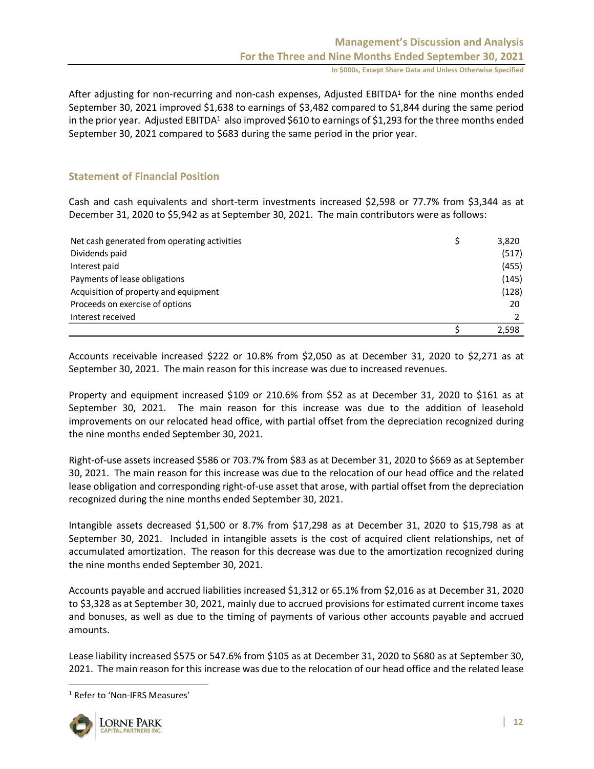After adjusting for non-recurring and non-cash expenses, Adjusted EBITDA[1] for the nine months ended September 30, 2021 improved $1,638 to earnings of $3,482 compared to $1,844 during the same period in the prior year. Adjusted EBITDA[1] also improved $610 to earnings of $1,293 for the three months ended September 30, 2021 compared to $683 during the same period in the prior year.

## Statement of Financial Position

Cash and cash equivalents and short-term investments increased $2,598 or 77.7% from $3,344 as at December 31, 2020 to $5,942 as at September 30, 2021. The main contributors were as follows:

| | | |
|---|---|---|
| Net cash generated from operating activities | $ | 3,820 |
| Dividends paid | | (517) |
| Interest paid | | (455) |
| Payments of lease obligations | | (145) |
| Acquisition of property and equipment | | (128) |
| Proceeds on exercise of options | | 20 |
| Interest received | | 2 |
| | $ | 2,598 |

Accounts receivable increased $222 or 10.8% from $2,050 as at December 31, 2020 to $2,271 as at September 30, 2021. The main reason for this increase was due to increased revenues.

Property and equipment increased $109 or 210.6% from $52 as at December 31, 2020 to $161 as at September 30, 2021. The main reason for this increase was due to the addition of leasehold improvements on our relocated head office, with partial offset from the depreciation recognized during the nine months ended September 30, 2021.

Right-of-use assets increased $586 or 703.7% from $83 as at December 31, 2020 to $669 as at September 30, 2021. The main reason for this increase was due to the relocation of our head office and the related lease obligation and corresponding right-of-use asset that arose, with partial offset from the depreciation recognized during the nine months ended September 30, 2021.

Intangible assets decreased $1,500 or 8.7% from $17,298 as at December 31, 2020 to $15,798 as at September 30, 2021. Included in intangible assets is the cost of acquired client relationships, net of accumulated amortization. The reason for this decrease was due to the amortization recognized during the nine months ended September 30, 2021.

Accounts payable and accrued liabilities increased $1,312 or 65.1% from $2,016 as at December 31, 2020 to $3,328 as at September 30, 2021, mainly due to accrued provisions for estimated current income taxes and bonuses, as well as due to the timing of payments of various other accounts payable and accrued amounts.

Lease liability increased $575 or 547.6% from $105 as at December 31, 2020 to $680 as at September 30, 2021. The main reason for this increase was due to the relocation of our head office and the related lease

[1] Refer to 'Non-IFRS Measures'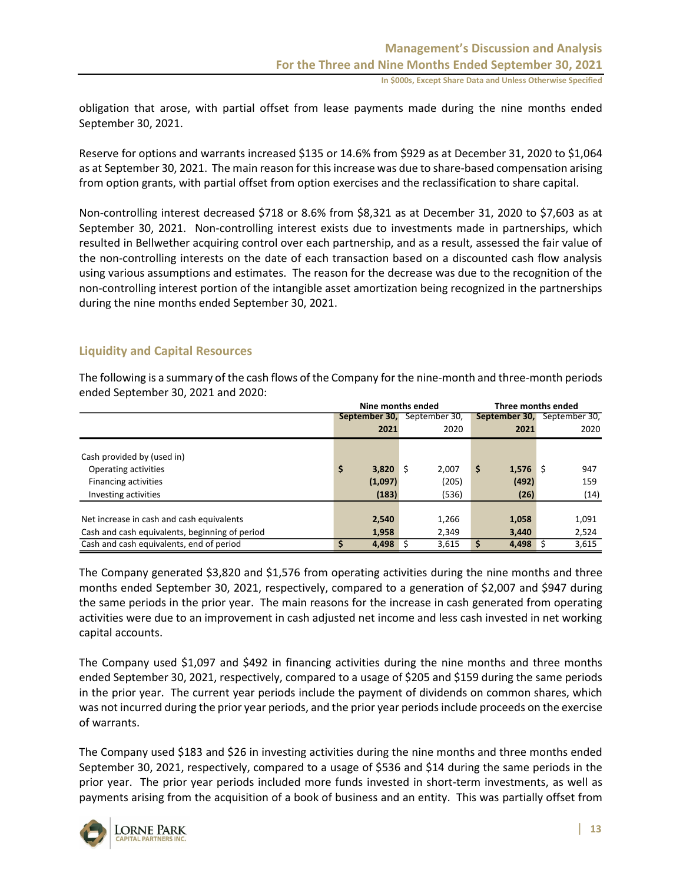obligation that arose, with partial offset from lease payments made during the nine months ended September 30, 2021.

Reserve for options and warrants increased $135 or 14.6% from $929 as at December 31, 2020 to $1,064 as at September 30, 2021. The main reason for this increase was due to share-based compensation arising from option grants, with partial offset from option exercises and the reclassification to share capital.

Non-controlling interest decreased $718 or 8.6% from $8,321 as at December 31, 2020 to $7,603 as at September 30, 2021. Non-controlling interest exists due to investments made in partnerships, which resulted in Bellwether acquiring control over each partnership, and as a result, assessed the fair value of the non-controlling interests on the date of each transaction based on a discounted cash flow analysis using various assumptions and estimates. The reason for the decrease was due to the recognition of the non-controlling interest portion of the intangible asset amortization being recognized in the partnerships during the nine months ended September 30, 2021.

## Liquidity and Capital Resources

The following is a summary of the cash flows of the Company for the nine-month and three-month periods ended September 30, 2021 and 2020:

| | Nine months ended | | Three months ended | |
|---|---|---|---|---|
| | **September 30, 2021** | September 30, 2020 | **September 30, 2021** | September 30, 2020 |
| Cash provided by (used in) | | | | |
| Operating activities | **$ 3,820** | $ 2,007 | **$ 1,576** | $ 947 |
| Financing activities | **(1,097)** | (205) | **(492)** | 159 |
| Investing activities | **(183)** | (536) | **(26)** | (14) |
| Net increase in cash and cash equivalents | **2,540** | 1,266 | **1,058** | 1,091 |
| Cash and cash equivalents, beginning of period | **1,958** | 2,349 | **3,440** | 2,524 |
| Cash and cash equivalents, end of period | **$ 4,498** | $ 3,615 | **$ 4,498** | $ 3,615 |

The Company generated $3,820 and $1,576 from operating activities during the nine months and three months ended September 30, 2021, respectively, compared to a generation of $2,007 and $947 during the same periods in the prior year. The main reasons for the increase in cash generated from operating activities were due to an improvement in cash adjusted net income and less cash invested in net working capital accounts.

The Company used $1,097 and $492 in financing activities during the nine months and three months ended September 30, 2021, respectively, compared to a usage of $205 and $159 during the same periods in the prior year. The current year periods include the payment of dividends on common shares, which was not incurred during the prior year periods, and the prior year periods include proceeds on the exercise of warrants.

The Company used $183 and $26 in investing activities during the nine months and three months ended September 30, 2021, respectively, compared to a usage of $536 and $14 during the same periods in the prior year. The prior year periods included more funds invested in short-term investments, as well as payments arising from the acquisition of a book of business and an entity. This was partially offset from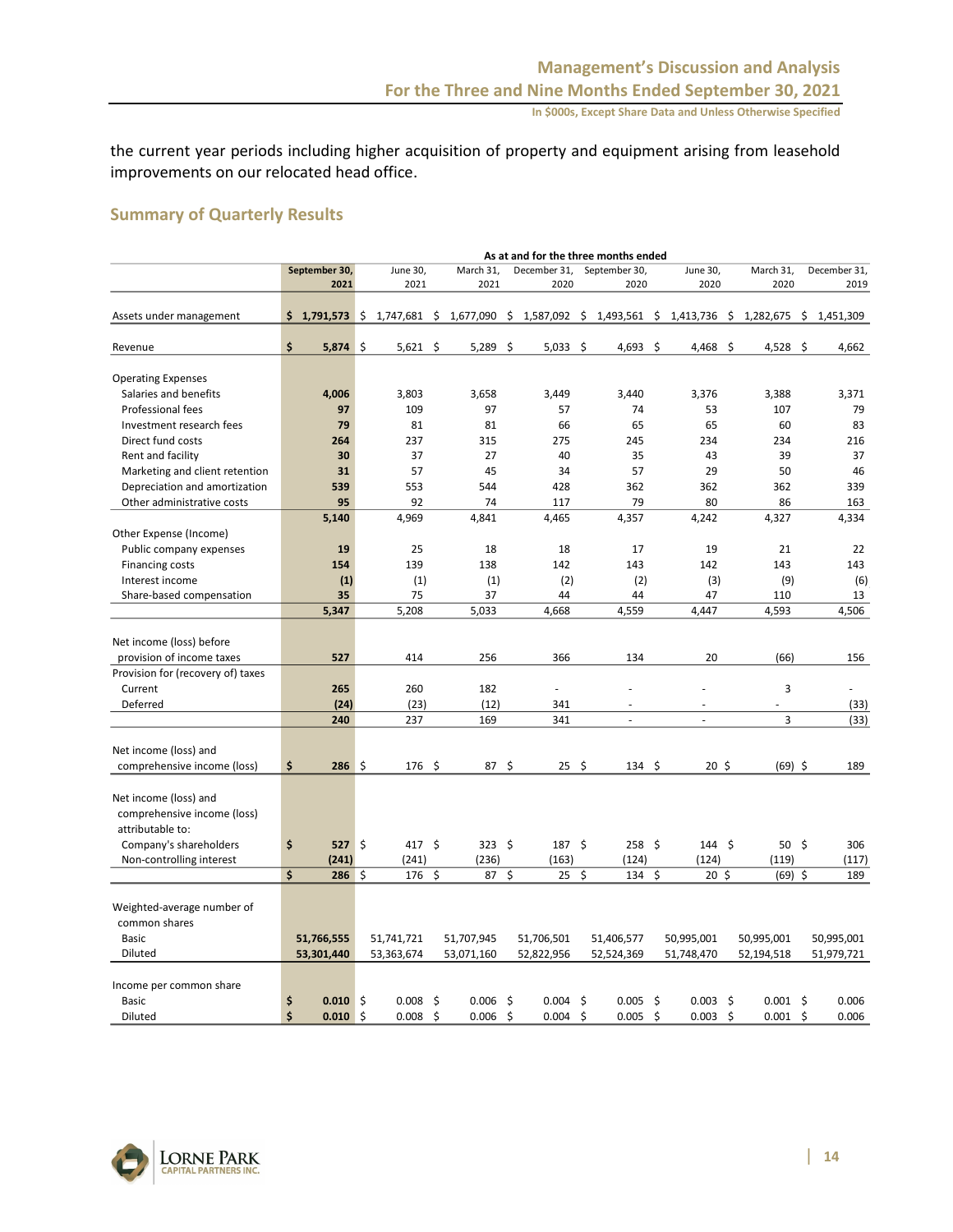the current year periods including higher acquisition of property and equipment arising from leasehold improvements on our relocated head office.

## Summary of Quarterly Results

| | As at and for the three months ended | | | | | | | |
|---|---|---|---|---|---|---|---|---|
| | **September 30, 2021** | June 30, 2021 | March 31, 2021 | December 31, 2020 | September 30, 2020 | June 30, 2020 | March 31, 2020 | December 31, 2019 |
| Assets under management | **$ 1,791,573** | $ 1,747,681 | $ 1,677,090 | $ 1,587,092 | $ 1,493,561 | $ 1,413,736 | $ 1,282,675 | $ 1,451,309 |
| Revenue | **$ 5,874** | $ 5,621 | $ 5,289 | $ 5,033 | $ 4,693 | $ 4,468 | $ 4,528 | $ 4,662 |
| Operating Expenses | | | | | | | | |
| Salaries and benefits | **4,006** | 3,803 | 3,658 | 3,449 | 3,440 | 3,376 | 3,388 | 3,371 |
| Professional fees | **97** | 109 | 97 | 57 | 74 | 53 | 107 | 79 |
| Investment research fees | **79** | 81 | 81 | 66 | 65 | 65 | 60 | 83 |
| Direct fund costs | **264** | 237 | 315 | 275 | 245 | 234 | 234 | 216 |
| Rent and facility | **30** | 37 | 27 | 40 | 35 | 43 | 39 | 37 |
| Marketing and client retention | **31** | 57 | 45 | 34 | 57 | 29 | 50 | 46 |
| Depreciation and amortization | **539** | 553 | 544 | 428 | 362 | 362 | 362 | 339 |
| Other administrative costs | **95** | 92 | 74 | 117 | 79 | 80 | 86 | 163 |
| | **5,140** | 4,969 | 4,841 | 4,465 | 4,357 | 4,242 | 4,327 | 4,334 |
| Other Expense (Income) | | | | | | | | |
| Public company expenses | **19** | 25 | 18 | 18 | 17 | 19 | 21 | 22 |
| Financing costs | **154** | 139 | 138 | 142 | 143 | 142 | 143 | 143 |
| Interest income | **(1)** | (1) | (1) | (2) | (2) | (3) | (9) | (6) |
| Share-based compensation | **35** | 75 | 37 | 44 | 44 | 47 | 110 | 13 |
| | **5,347** | 5,208 | 5,033 | 4,668 | 4,559 | 4,447 | 4,593 | 4,506 |
| Net income (loss) before provision of income taxes | **527** | 414 | 256 | 366 | 134 | 20 | (66) | 156 |
| Provision for (recovery of) taxes | | | | | | | | |
| Current | **265** | 260 | 182 | - | - | - | 3 | - |
| Deferred | **(24)** | (23) | (12) | 341 | - | - | - | (33) |
| | **240** | 237 | 169 | 341 | - | - | 3 | (33) |
| Net income (loss) and comprehensive income (loss) | **$ 286** | $ 176 | $ 87 | $ 25 | $ 134 | $ 20 | $ (69) | $ 189 |
| Net income (loss) and comprehensive income (loss) attributable to: | | | | | | | | |
| Company's shareholders | **$ 527** | $ 417 | $ 323 | $ 187 | $ 258 | $ 144 | $ 50 | $ 306 |
| Non-controlling interest | **(241)** | (241) | (236) | (163) | (124) | (124) | (119) | (117) |
| | **$ 286** | $ 176 | $ 87 | $ 25 | $ 134 | $ 20 | $ (69) | $ 189 |
| Weighted-average number of common shares | | | | | | | | |
| Basic | **51,766,555** | 51,741,721 | 51,707,945 | 51,706,501 | 51,406,577 | 50,995,001 | 50,995,001 | 50,995,001 |
| Diluted | **53,301,440** | 53,363,674 | 53,071,160 | 52,822,956 | 52,524,369 | 51,748,470 | 52,194,518 | 51,979,721 |
| Income per common share | | | | | | | | |
| Basic | **$ 0.010** | $ 0.008 | $ 0.006 | $ 0.004 | $ 0.005 | $ 0.003 | $ 0.001 | $ 0.006 |
| Diluted | **$ 0.010** | $ 0.008 | $ 0.006 | $ 0.004 | $ 0.005 | $ 0.003 | $ 0.001 | $ 0.006 |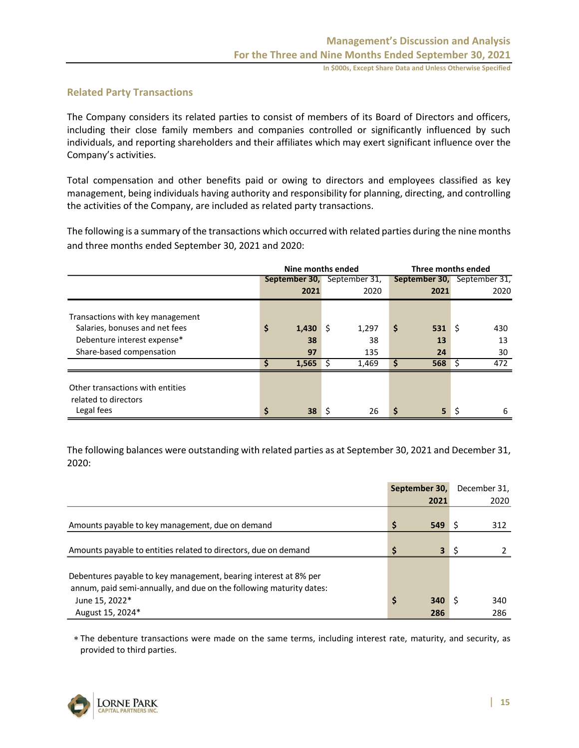## Related Party Transactions

The Company considers its related parties to consist of members of its Board of Directors and officers, including their close family members and companies controlled or significantly influenced by such individuals, and reporting shareholders and their affiliates which may exert significant influence over the Company's activities.

Total compensation and other benefits paid or owing to directors and employees classified as key management, being individuals having authority and responsibility for planning, directing, and controlling the activities of the Company, are included as related party transactions.

The following is a summary of the transactions which occurred with related parties during the nine months and three months ended September 30, 2021 and 2020:

| | Nine months ended | | Three months ended | |
|---|---|---|---|---|
| | **September 30, 2021** | September 31, 2020 | **September 30, 2021** | September 31, 2020 |
| Transactions with key management | | | | |
| Salaries, bonuses and net fees | **$ 1,430** | $ 1,297 | **$ 531** | $ 430 |
| Debenture interest expense* | **38** | 38 | **13** | 13 |
| Share-based compensation | **97** | 135 | **24** | 30 |
| | **$ 1,565** | $ 1,469 | **$ 568** | $ 472 |
| Other transactions with entities related to directors | | | | |
| Legal fees | **$ 38** | $ 26 | **$ 5** | $ 6 |

The following balances were outstanding with related parties as at September 30, 2021 and December 31, 2020:

| | **September 30, 2021** | December 31, 2020 |
|---|---|---|
| Amounts payable to key management, due on demand | **$ 549** | $ 312 |
| Amounts payable to entities related to directors, due on demand | **$ 3** | $ 2 |
| Debentures payable to key management, bearing interest at 8% per annum, paid semi-annually, and due on the following maturity dates: | | |
| June 15, 2022* | **$ 340** | $ 340 |
| August 15, 2024* | **286** | 286 |

* The debenture transactions were made on the same terms, including interest rate, maturity, and security, as provided to third parties.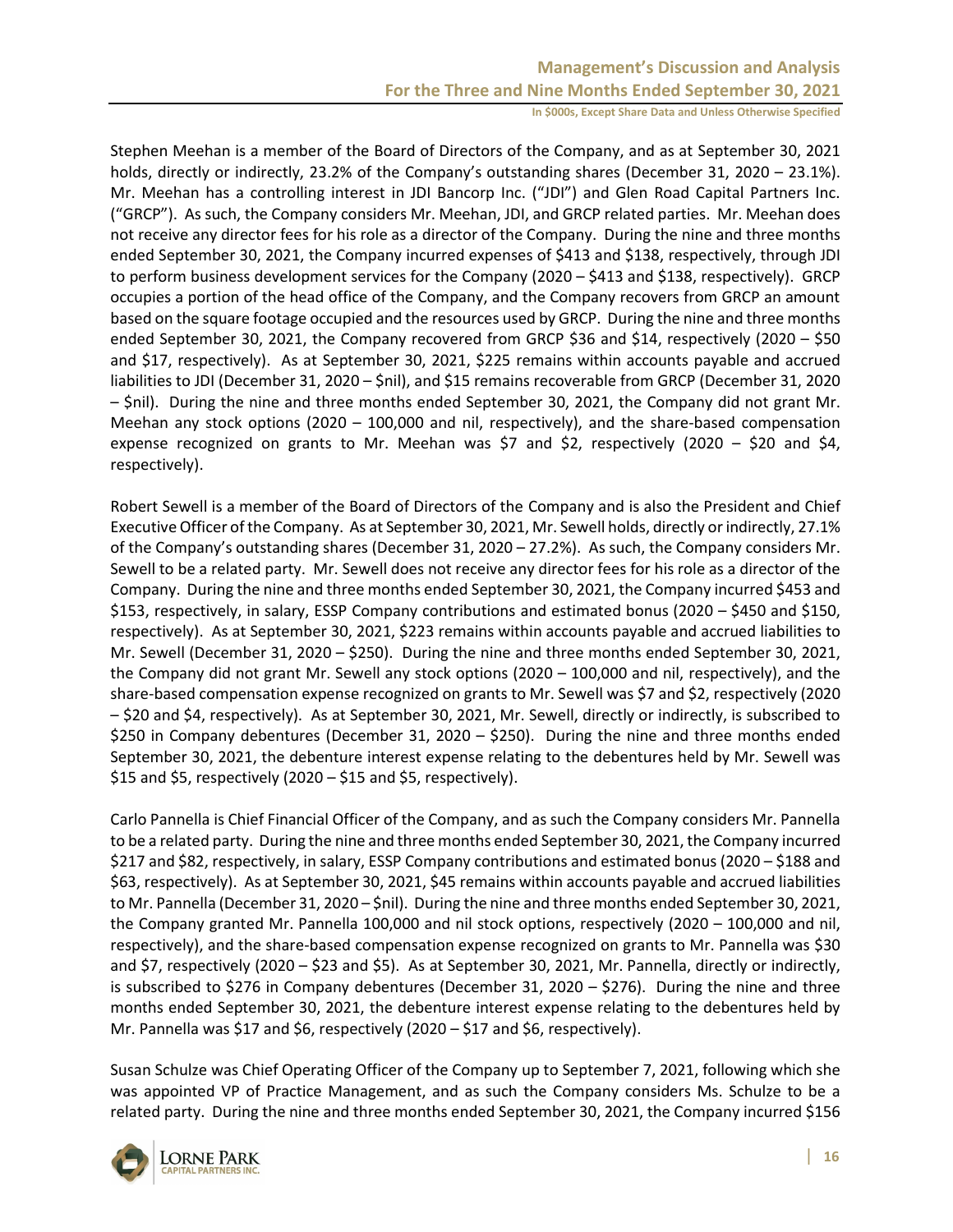Stephen Meehan is a member of the Board of Directors of the Company, and as at September 30, 2021 holds, directly or indirectly, 23.2% of the Company's outstanding shares (December 31, 2020 – 23.1%). Mr. Meehan has a controlling interest in JDI Bancorp Inc. ("JDI") and Glen Road Capital Partners Inc. ("GRCP"). As such, the Company considers Mr. Meehan, JDI, and GRCP related parties. Mr. Meehan does not receive any director fees for his role as a director of the Company. During the nine and three months ended September 30, 2021, the Company incurred expenses of $413 and $138, respectively, through JDI to perform business development services for the Company (2020 – $413 and $138, respectively). GRCP occupies a portion of the head office of the Company, and the Company recovers from GRCP an amount based on the square footage occupied and the resources used by GRCP. During the nine and three months ended September 30, 2021, the Company recovered from GRCP $36 and $14, respectively (2020 – $50 and $17, respectively). As at September 30, 2021, $225 remains within accounts payable and accrued liabilities to JDI (December 31, 2020 – $nil), and $15 remains recoverable from GRCP (December 31, 2020 – $nil). During the nine and three months ended September 30, 2021, the Company did not grant Mr. Meehan any stock options (2020 – 100,000 and nil, respectively), and the share-based compensation expense recognized on grants to Mr. Meehan was $7 and $2, respectively (2020 – $20 and $4, respectively).

Robert Sewell is a member of the Board of Directors of the Company and is also the President and Chief Executive Officer of the Company. As at September 30, 2021, Mr. Sewell holds, directly or indirectly, 27.1% of the Company's outstanding shares (December 31, 2020 – 27.2%). As such, the Company considers Mr. Sewell to be a related party. Mr. Sewell does not receive any director fees for his role as a director of the Company. During the nine and three months ended September 30, 2021, the Company incurred $453 and $153, respectively, in salary, ESSP Company contributions and estimated bonus (2020 – $450 and $150, respectively). As at September 30, 2021, $223 remains within accounts payable and accrued liabilities to Mr. Sewell (December 31, 2020 – $250). During the nine and three months ended September 30, 2021, the Company did not grant Mr. Sewell any stock options (2020 – 100,000 and nil, respectively), and the share-based compensation expense recognized on grants to Mr. Sewell was $7 and $2, respectively (2020 – $20 and $4, respectively). As at September 30, 2021, Mr. Sewell, directly or indirectly, is subscribed to $250 in Company debentures (December 31, 2020 – $250). During the nine and three months ended September 30, 2021, the debenture interest expense relating to the debentures held by Mr. Sewell was $15 and $5, respectively (2020 – $15 and $5, respectively).

Carlo Pannella is Chief Financial Officer of the Company, and as such the Company considers Mr. Pannella to be a related party. During the nine and three months ended September 30, 2021, the Company incurred $217 and $82, respectively, in salary, ESSP Company contributions and estimated bonus (2020 – $188 and $63, respectively). As at September 30, 2021, $45 remains within accounts payable and accrued liabilities to Mr. Pannella (December 31, 2020 – $nil). During the nine and three months ended September 30, 2021, the Company granted Mr. Pannella 100,000 and nil stock options, respectively (2020 – 100,000 and nil, respectively), and the share-based compensation expense recognized on grants to Mr. Pannella was $30 and $7, respectively (2020 – $23 and $5). As at September 30, 2021, Mr. Pannella, directly or indirectly, is subscribed to $276 in Company debentures (December 31, 2020 – $276). During the nine and three months ended September 30, 2021, the debenture interest expense relating to the debentures held by Mr. Pannella was $17 and $6, respectively (2020 – $17 and $6, respectively).

Susan Schulze was Chief Operating Officer of the Company up to September 7, 2021, following which she was appointed VP of Practice Management, and as such the Company considers Ms. Schulze to be a related party. During the nine and three months ended September 30, 2021, the Company incurred $156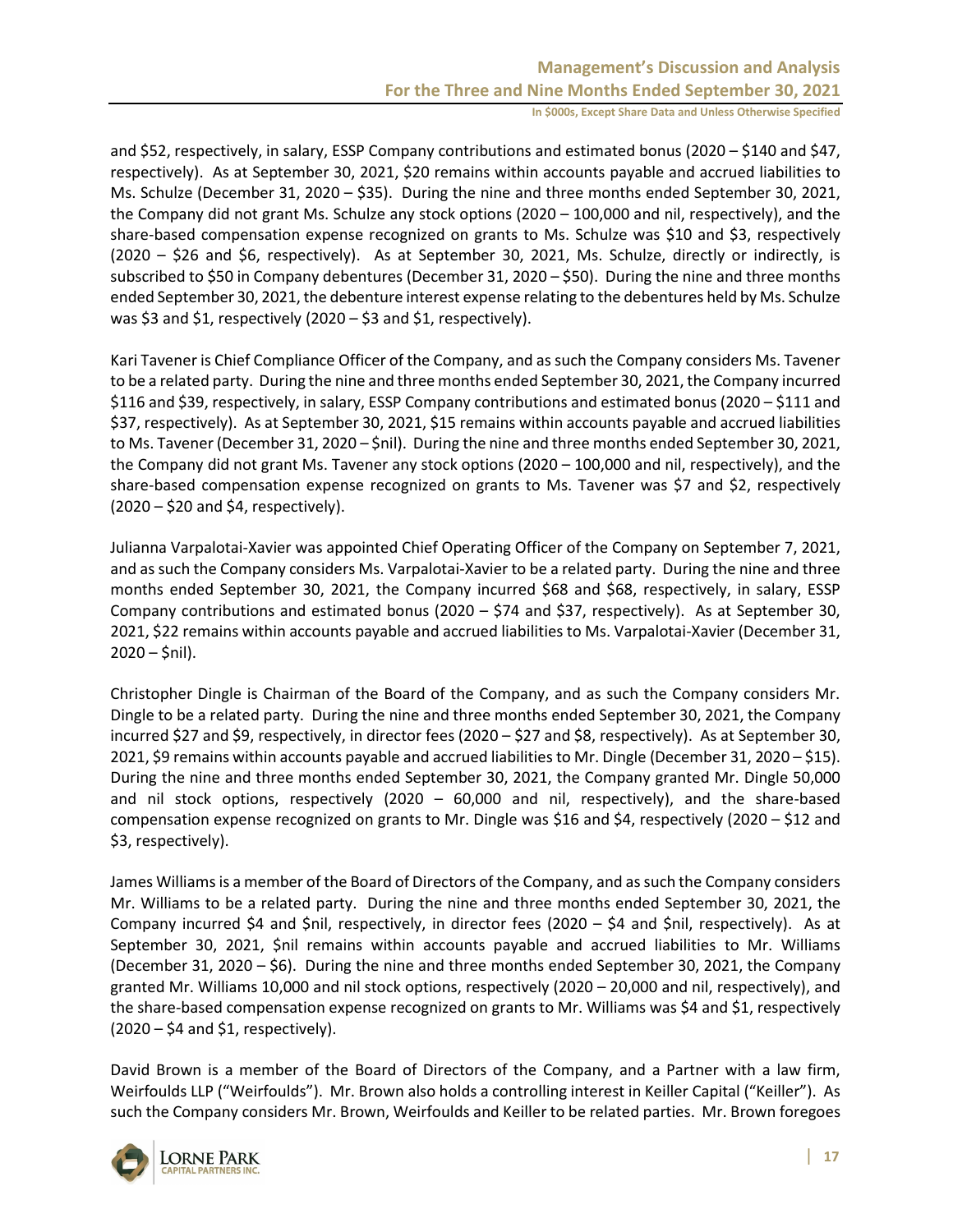and $52, respectively, in salary, ESSP Company contributions and estimated bonus (2020 – $140 and $47, respectively). As at September 30, 2021, $20 remains within accounts payable and accrued liabilities to Ms. Schulze (December 31, 2020 – $35). During the nine and three months ended September 30, 2021, the Company did not grant Ms. Schulze any stock options (2020 – 100,000 and nil, respectively), and the share-based compensation expense recognized on grants to Ms. Schulze was $10 and $3, respectively (2020 – $26 and $6, respectively). As at September 30, 2021, Ms. Schulze, directly or indirectly, is subscribed to $50 in Company debentures (December 31, 2020 – $50). During the nine and three months ended September 30, 2021, the debenture interest expense relating to the debentures held by Ms. Schulze was $3 and $1, respectively (2020 – $3 and $1, respectively).

Kari Tavener is Chief Compliance Officer of the Company, and as such the Company considers Ms. Tavener to be a related party. During the nine and three months ended September 30, 2021, the Company incurred $116 and $39, respectively, in salary, ESSP Company contributions and estimated bonus (2020 – $111 and $37, respectively). As at September 30, 2021, $15 remains within accounts payable and accrued liabilities to Ms. Tavener (December 31, 2020 – $nil). During the nine and three months ended September 30, 2021, the Company did not grant Ms. Tavener any stock options (2020 – 100,000 and nil, respectively), and the share-based compensation expense recognized on grants to Ms. Tavener was $7 and $2, respectively (2020 – $20 and $4, respectively).

Julianna Varpalotai-Xavier was appointed Chief Operating Officer of the Company on September 7, 2021, and as such the Company considers Ms. Varpalotai-Xavier to be a related party. During the nine and three months ended September 30, 2021, the Company incurred $68 and $68, respectively, in salary, ESSP Company contributions and estimated bonus (2020 – $74 and $37, respectively). As at September 30, 2021, $22 remains within accounts payable and accrued liabilities to Ms. Varpalotai-Xavier (December 31, 2020 – $nil).

Christopher Dingle is Chairman of the Board of the Company, and as such the Company considers Mr. Dingle to be a related party. During the nine and three months ended September 30, 2021, the Company incurred $27 and $9, respectively, in director fees (2020 – $27 and $8, respectively). As at September 30, 2021, $9 remains within accounts payable and accrued liabilities to Mr. Dingle (December 31, 2020 – $15). During the nine and three months ended September 30, 2021, the Company granted Mr. Dingle 50,000 and nil stock options, respectively (2020 – 60,000 and nil, respectively), and the share-based compensation expense recognized on grants to Mr. Dingle was $16 and $4, respectively (2020 – $12 and $3, respectively).

James Williams is a member of the Board of Directors of the Company, and as such the Company considers Mr. Williams to be a related party. During the nine and three months ended September 30, 2021, the Company incurred $4 and $nil, respectively, in director fees (2020 – $4 and $nil, respectively). As at September 30, 2021, $nil remains within accounts payable and accrued liabilities to Mr. Williams (December 31, 2020 – $6). During the nine and three months ended September 30, 2021, the Company granted Mr. Williams 10,000 and nil stock options, respectively (2020 – 20,000 and nil, respectively), and the share-based compensation expense recognized on grants to Mr. Williams was $4 and $1, respectively (2020 – $4 and $1, respectively).

David Brown is a member of the Board of Directors of the Company, and a Partner with a law firm, Weirfoulds LLP ("Weirfoulds"). Mr. Brown also holds a controlling interest in Keiller Capital ("Keiller"). As such the Company considers Mr. Brown, Weirfoulds and Keiller to be related parties. Mr. Brown foregoes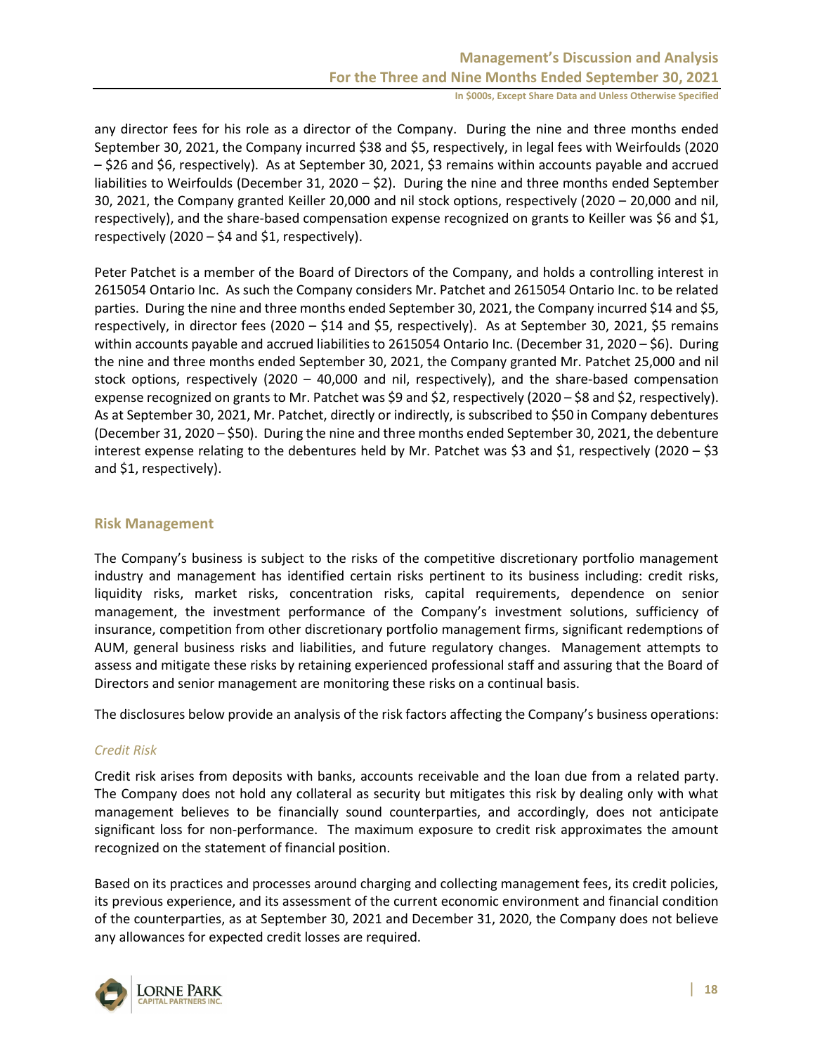any director fees for his role as a director of the Company. During the nine and three months ended September 30, 2021, the Company incurred $38 and $5, respectively, in legal fees with Weirfoulds (2020 – $26 and $6, respectively). As at September 30, 2021, $3 remains within accounts payable and accrued liabilities to Weirfoulds (December 31, 2020 – $2). During the nine and three months ended September 30, 2021, the Company granted Keiller 20,000 and nil stock options, respectively (2020 – 20,000 and nil, respectively), and the share-based compensation expense recognized on grants to Keiller was $6 and $1, respectively (2020 – $4 and $1, respectively).

Peter Patchet is a member of the Board of Directors of the Company, and holds a controlling interest in 2615054 Ontario Inc. As such the Company considers Mr. Patchet and 2615054 Ontario Inc. to be related parties. During the nine and three months ended September 30, 2021, the Company incurred $14 and $5, respectively, in director fees (2020 – $14 and $5, respectively). As at September 30, 2021, $5 remains within accounts payable and accrued liabilities to 2615054 Ontario Inc. (December 31, 2020 – $6). During the nine and three months ended September 30, 2021, the Company granted Mr. Patchet 25,000 and nil stock options, respectively (2020 – 40,000 and nil, respectively), and the share-based compensation expense recognized on grants to Mr. Patchet was $9 and $2, respectively (2020 – $8 and $2, respectively). As at September 30, 2021, Mr. Patchet, directly or indirectly, is subscribed to $50 in Company debentures (December 31, 2020 – $50). During the nine and three months ended September 30, 2021, the debenture interest expense relating to the debentures held by Mr. Patchet was $3 and $1, respectively (2020 – $3 and $1, respectively).

## Risk Management

The Company's business is subject to the risks of the competitive discretionary portfolio management industry and management has identified certain risks pertinent to its business including: credit risks, liquidity risks, market risks, concentration risks, capital requirements, dependence on senior management, the investment performance of the Company's investment solutions, sufficiency of insurance, competition from other discretionary portfolio management firms, significant redemptions of AUM, general business risks and liabilities, and future regulatory changes. Management attempts to assess and mitigate these risks by retaining experienced professional staff and assuring that the Board of Directors and senior management are monitoring these risks on a continual basis.

The disclosures below provide an analysis of the risk factors affecting the Company's business operations:

### *Credit Risk*

Credit risk arises from deposits with banks, accounts receivable and the loan due from a related party. The Company does not hold any collateral as security but mitigates this risk by dealing only with what management believes to be financially sound counterparties, and accordingly, does not anticipate significant loss for non-performance. The maximum exposure to credit risk approximates the amount recognized on the statement of financial position.

Based on its practices and processes around charging and collecting management fees, its credit policies, its previous experience, and its assessment of the current economic environment and financial condition of the counterparties, as at September 30, 2021 and December 31, 2020, the Company does not believe any allowances for expected credit losses are required.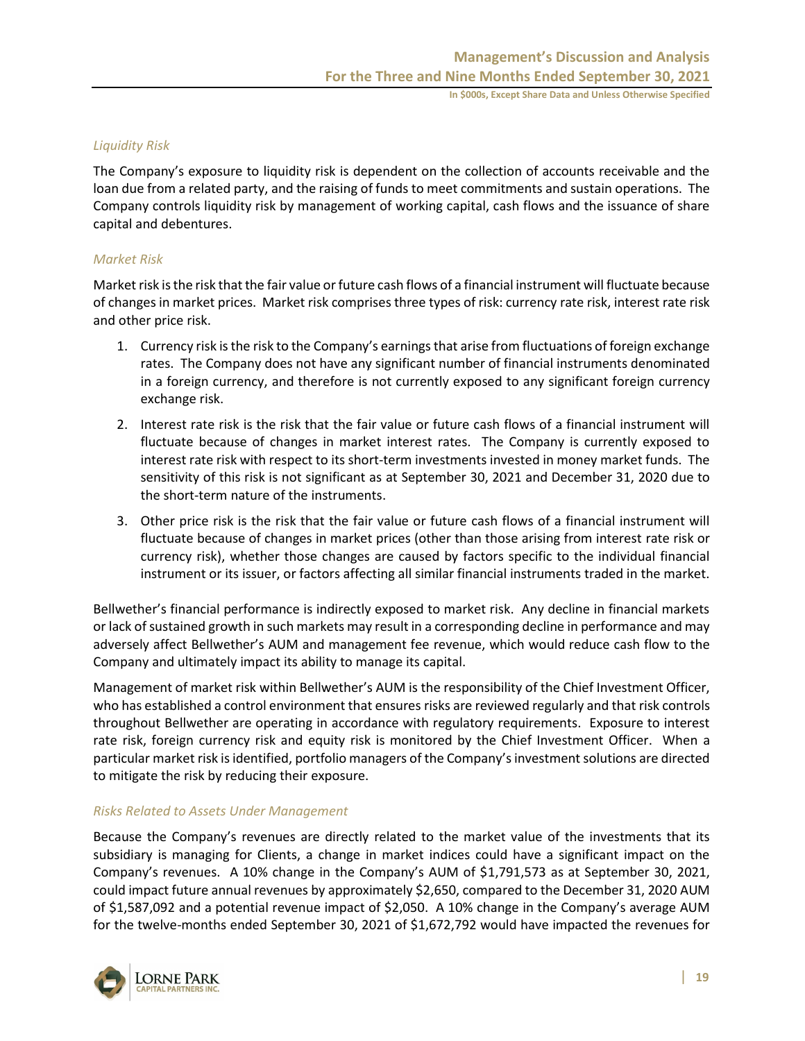### *Liquidity Risk*

The Company's exposure to liquidity risk is dependent on the collection of accounts receivable and the loan due from a related party, and the raising of funds to meet commitments and sustain operations. The Company controls liquidity risk by management of working capital, cash flows and the issuance of share capital and debentures.

### *Market Risk*

Market risk is the risk that the fair value or future cash flows of a financial instrument will fluctuate because of changes in market prices. Market risk comprises three types of risk: currency rate risk, interest rate risk and other price risk.

1. Currency risk is the risk to the Company's earnings that arise from fluctuations of foreign exchange rates. The Company does not have any significant number of financial instruments denominated in a foreign currency, and therefore is not currently exposed to any significant foreign currency exchange risk.
2. Interest rate risk is the risk that the fair value or future cash flows of a financial instrument will fluctuate because of changes in market interest rates. The Company is currently exposed to interest rate risk with respect to its short-term investments invested in money market funds. The sensitivity of this risk is not significant as at September 30, 2021 and December 31, 2020 due to the short-term nature of the instruments.
3. Other price risk is the risk that the fair value or future cash flows of a financial instrument will fluctuate because of changes in market prices (other than those arising from interest rate risk or currency risk), whether those changes are caused by factors specific to the individual financial instrument or its issuer, or factors affecting all similar financial instruments traded in the market.

Bellwether's financial performance is indirectly exposed to market risk. Any decline in financial markets or lack of sustained growth in such markets may result in a corresponding decline in performance and may adversely affect Bellwether's AUM and management fee revenue, which would reduce cash flow to the Company and ultimately impact its ability to manage its capital.

Management of market risk within Bellwether's AUM is the responsibility of the Chief Investment Officer, who has established a control environment that ensures risks are reviewed regularly and that risk controls throughout Bellwether are operating in accordance with regulatory requirements. Exposure to interest rate risk, foreign currency risk and equity risk is monitored by the Chief Investment Officer. When a particular market risk is identified, portfolio managers of the Company's investment solutions are directed to mitigate the risk by reducing their exposure.

### *Risks Related to Assets Under Management*

Because the Company's revenues are directly related to the market value of the investments that its subsidiary is managing for Clients, a change in market indices could have a significant impact on the Company's revenues. A 10% change in the Company's AUM of $1,791,573 as at September 30, 2021, could impact future annual revenues by approximately $2,650, compared to the December 31, 2020 AUM of $1,587,092 and a potential revenue impact of $2,050. A 10% change in the Company's average AUM for the twelve-months ended September 30, 2021 of $1,672,792 would have impacted the revenues for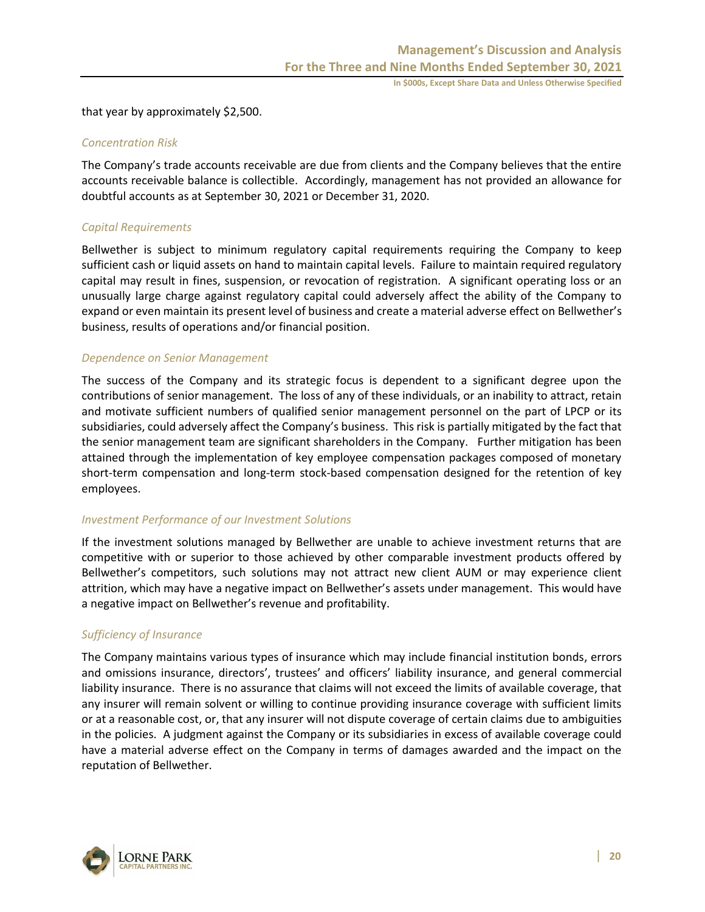that year by approximately $2,500.

*Concentration Risk*

The Company's trade accounts receivable are due from clients and the Company believes that the entire accounts receivable balance is collectible. Accordingly, management has not provided an allowance for doubtful accounts as at September 30, 2021 or December 31, 2020.

*Capital Requirements*

Bellwether is subject to minimum regulatory capital requirements requiring the Company to keep sufficient cash or liquid assets on hand to maintain capital levels. Failure to maintain required regulatory capital may result in fines, suspension, or revocation of registration. A significant operating loss or an unusually large charge against regulatory capital could adversely affect the ability of the Company to expand or even maintain its present level of business and create a material adverse effect on Bellwether's business, results of operations and/or financial position.

*Dependence on Senior Management*

The success of the Company and its strategic focus is dependent to a significant degree upon the contributions of senior management. The loss of any of these individuals, or an inability to attract, retain and motivate sufficient numbers of qualified senior management personnel on the part of LPCP or its subsidiaries, could adversely affect the Company's business. This risk is partially mitigated by the fact that the senior management team are significant shareholders in the Company. Further mitigation has been attained through the implementation of key employee compensation packages composed of monetary short-term compensation and long-term stock-based compensation designed for the retention of key employees.

*Investment Performance of our Investment Solutions*

If the investment solutions managed by Bellwether are unable to achieve investment returns that are competitive with or superior to those achieved by other comparable investment products offered by Bellwether's competitors, such solutions may not attract new client AUM or may experience client attrition, which may have a negative impact on Bellwether's assets under management. This would have a negative impact on Bellwether's revenue and profitability.

*Sufficiency of Insurance*

The Company maintains various types of insurance which may include financial institution bonds, errors and omissions insurance, directors', trustees' and officers' liability insurance, and general commercial liability insurance. There is no assurance that claims will not exceed the limits of available coverage, that any insurer will remain solvent or willing to continue providing insurance coverage with sufficient limits or at a reasonable cost, or, that any insurer will not dispute coverage of certain claims due to ambiguities in the policies. A judgment against the Company or its subsidiaries in excess of available coverage could have a material adverse effect on the Company in terms of damages awarded and the impact on the reputation of Bellwether.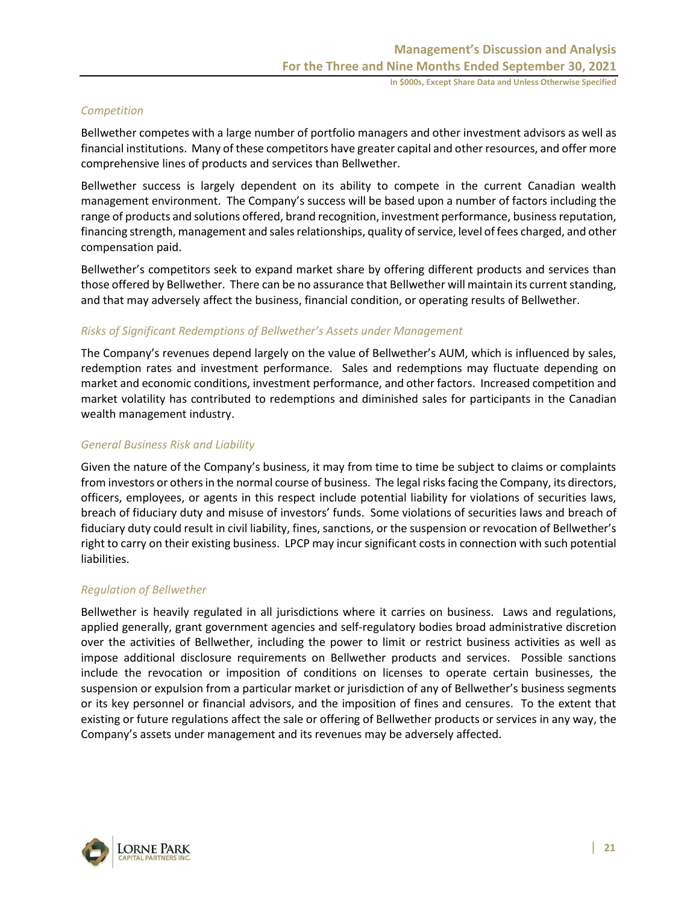*Competition*

Bellwether competes with a large number of portfolio managers and other investment advisors as well as financial institutions. Many of these competitors have greater capital and other resources, and offer more comprehensive lines of products and services than Bellwether.

Bellwether success is largely dependent on its ability to compete in the current Canadian wealth management environment. The Company's success will be based upon a number of factors including the range of products and solutions offered, brand recognition, investment performance, business reputation, financing strength, management and sales relationships, quality of service, level of fees charged, and other compensation paid.

Bellwether's competitors seek to expand market share by offering different products and services than those offered by Bellwether. There can be no assurance that Bellwether will maintain its current standing, and that may adversely affect the business, financial condition, or operating results of Bellwether.

*Risks of Significant Redemptions of Bellwether's Assets under Management*

The Company's revenues depend largely on the value of Bellwether's AUM, which is influenced by sales, redemption rates and investment performance. Sales and redemptions may fluctuate depending on market and economic conditions, investment performance, and other factors. Increased competition and market volatility has contributed to redemptions and diminished sales for participants in the Canadian wealth management industry.

*General Business Risk and Liability*

Given the nature of the Company's business, it may from time to time be subject to claims or complaints from investors or others in the normal course of business. The legal risks facing the Company, its directors, officers, employees, or agents in this respect include potential liability for violations of securities laws, breach of fiduciary duty and misuse of investors' funds. Some violations of securities laws and breach of fiduciary duty could result in civil liability, fines, sanctions, or the suspension or revocation of Bellwether's right to carry on their existing business. LPCP may incur significant costs in connection with such potential liabilities.

*Regulation of Bellwether*

Bellwether is heavily regulated in all jurisdictions where it carries on business. Laws and regulations, applied generally, grant government agencies and self-regulatory bodies broad administrative discretion over the activities of Bellwether, including the power to limit or restrict business activities as well as impose additional disclosure requirements on Bellwether products and services. Possible sanctions include the revocation or imposition of conditions on licenses to operate certain businesses, the suspension or expulsion from a particular market or jurisdiction of any of Bellwether's business segments or its key personnel or financial advisors, and the imposition of fines and censures. To the extent that existing or future regulations affect the sale or offering of Bellwether products or services in any way, the Company's assets under management and its revenues may be adversely affected.